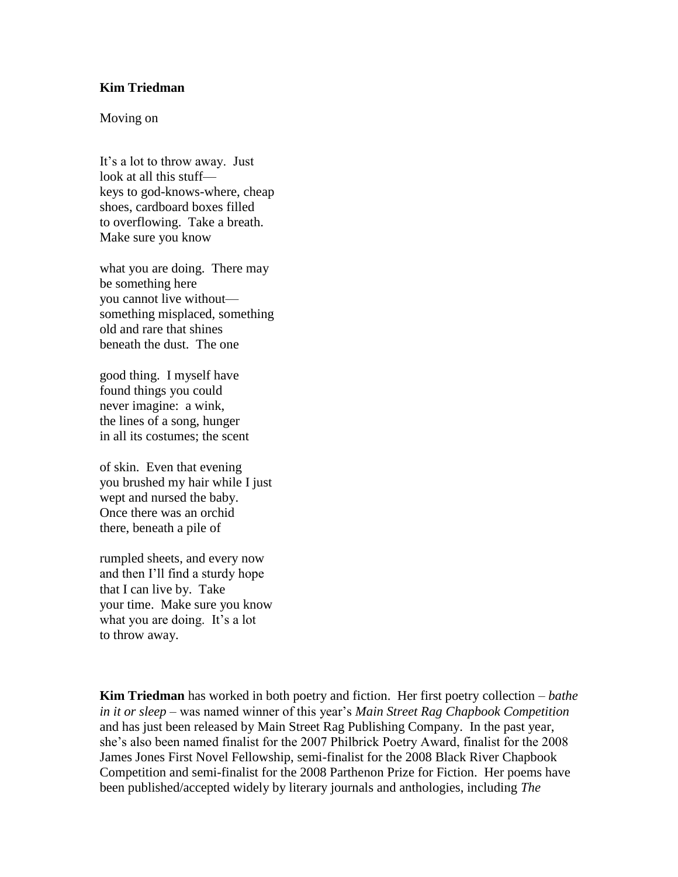**Kim Triedman**

Moving on

It's a lot to throw away. Just  
look at all this stuff—  
keys to god-knows-where, cheap  
shoes, cardboard boxes filled  
to overflowing. Take a breath.  
Make sure you know

what you are doing. There may  
be something here  
you cannot live without—  
something misplaced, something  
old and rare that shines  
beneath the dust. The one

good thing. I myself have  
found things you could  
never imagine: a wink,  
the lines of a song, hunger  
in all its costumes; the scent

of skin. Even that evening  
you brushed my hair while I just  
wept and nursed the baby.  
Once there was an orchid  
there, beneath a pile of

rumpled sheets, and every now  
and then I'll find a sturdy hope  
that I can live by. Take  
your time. Make sure you know  
what you are doing. It's a lot  
to throw away.

**Kim Triedman** has worked in both poetry and fiction. Her first poetry collection – *bathe in it or sleep* – was named winner of this year's *Main Street Rag Chapbook Competition* and has just been released by Main Street Rag Publishing Company. In the past year, she's also been named finalist for the 2007 Philbrick Poetry Award, finalist for the 2008 James Jones First Novel Fellowship, semi-finalist for the 2008 Black River Chapbook Competition and semi-finalist for the 2008 Parthenon Prize for Fiction. Her poems have been published/accepted widely by literary journals and anthologies, including *The*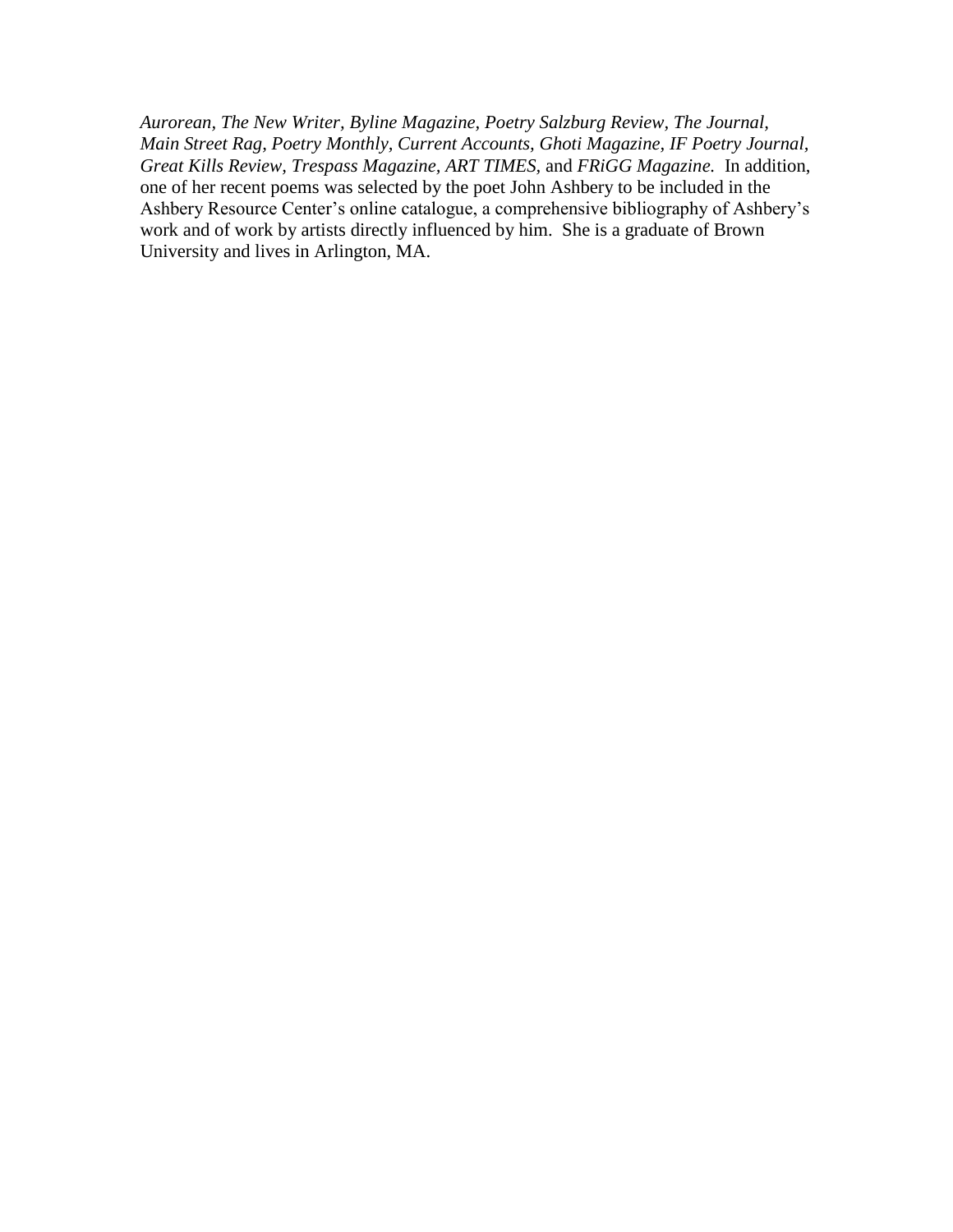*Aurorean, The New Writer, Byline Magazine, Poetry Salzburg Review, The Journal, Main Street Rag, Poetry Monthly, Current Accounts, Ghoti Magazine, IF Poetry Journal, Great Kills Review, Trespass Magazine, ART TIMES,* and *FRiGG Magazine.* In addition, one of her recent poems was selected by the poet John Ashbery to be included in the Ashbery Resource Center's online catalogue, a comprehensive bibliography of Ashbery's work and of work by artists directly influenced by him. She is a graduate of Brown University and lives in Arlington, MA.